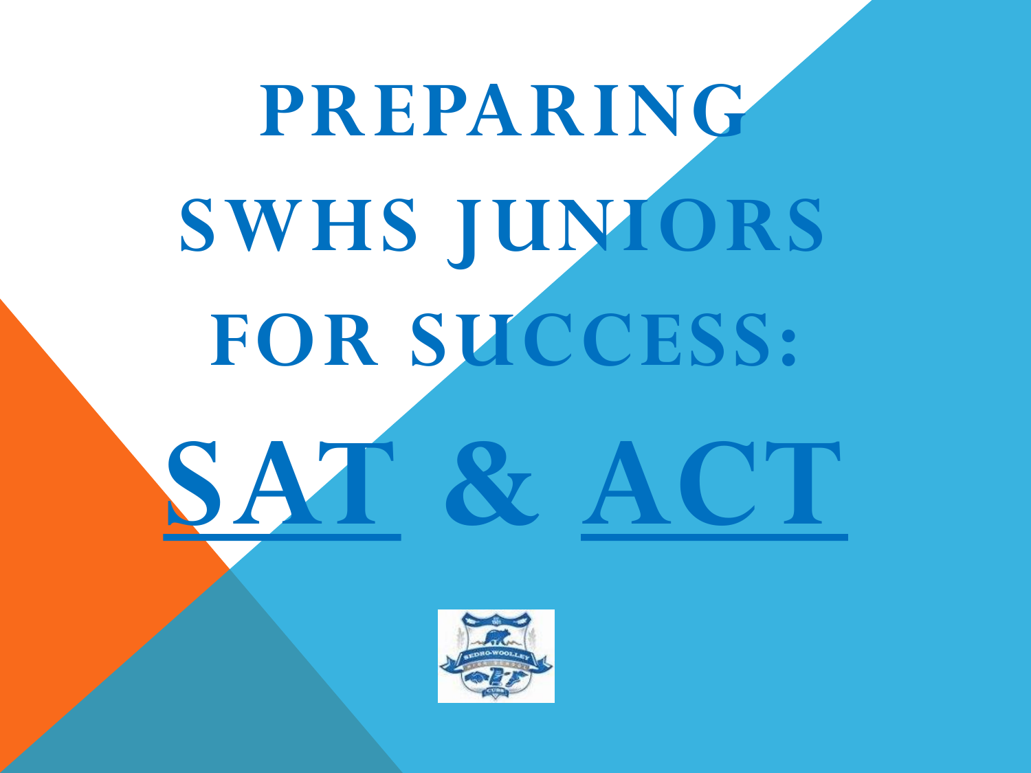# PREPARING SWHS JUNIORS FOR SUCCESS:

# SAT & ACT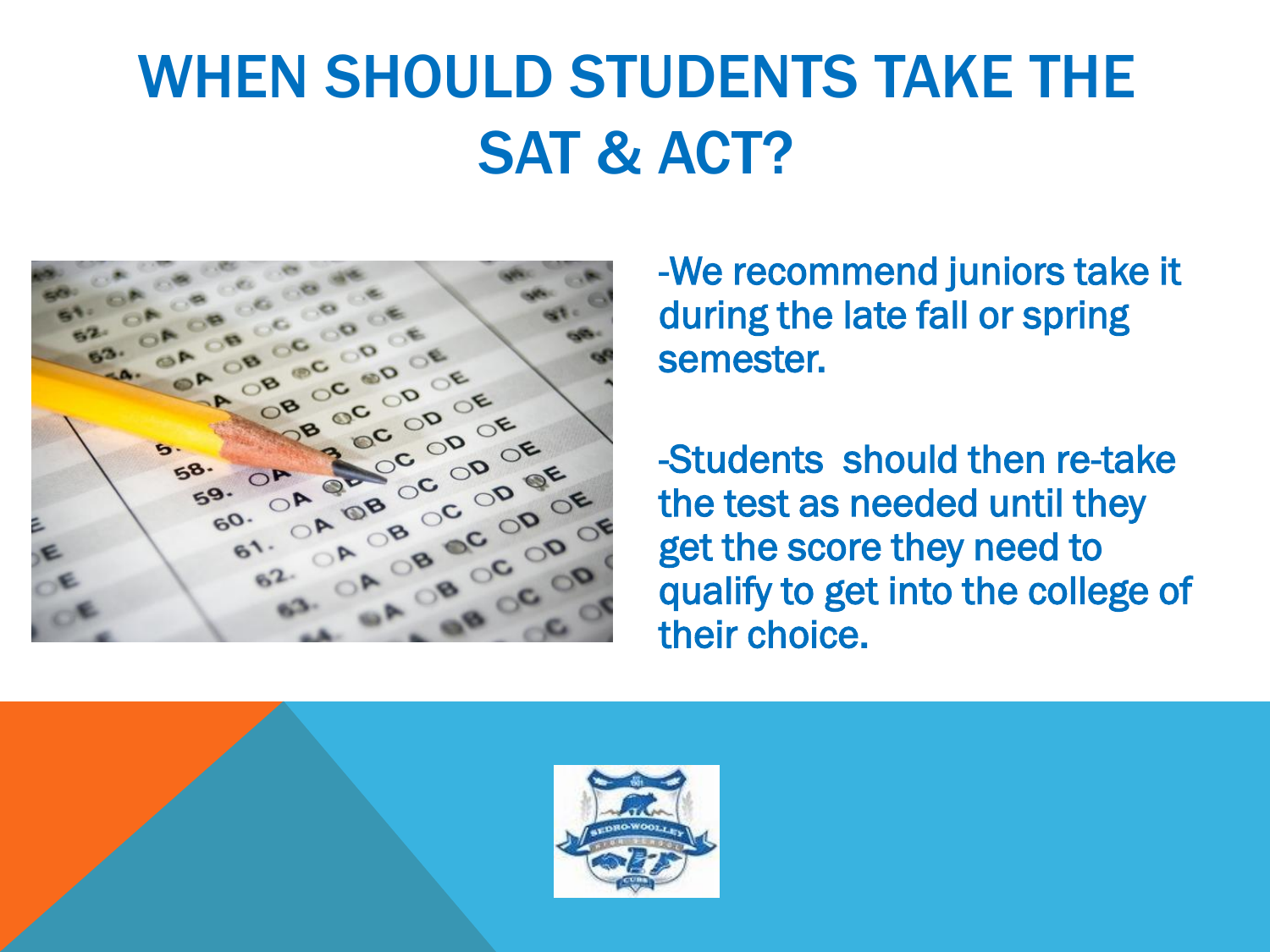# WHEN SHOULD STUDENTS TAKE THE SAT & ACT?

-We recommend juniors take it during the late fall or spring semester.

-Students should then re-take the test as needed until they get the score they need to qualify to get into the college of their choice.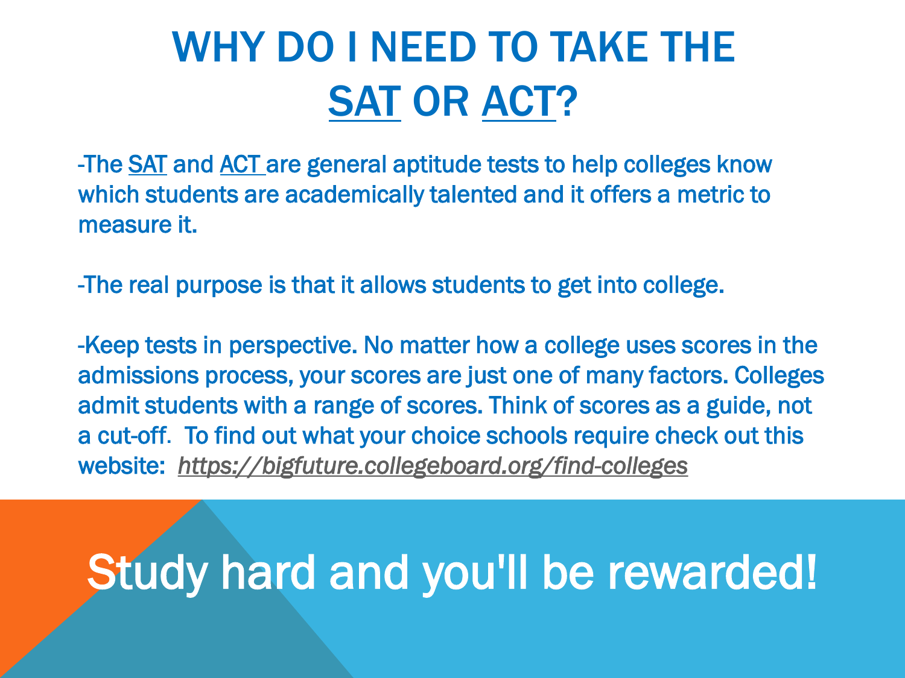# WHY DO I NEED TO TAKE THE SAT OR ACT?

-The SAT and ACT are general aptitude tests to help colleges know which students are academically talented and it offers a metric to measure it.

-The real purpose is that it allows students to get into college.

-Keep tests in perspective. No matter how a college uses scores in the admissions process, your scores are just one of many factors. Colleges admit students with a range of scores. Think of scores as a guide, not a cut-off. To find out what your choice schools require check out this website: *https://bigfuture.collegeboard.org/find-colleges*

Study hard and you'll be rewarded!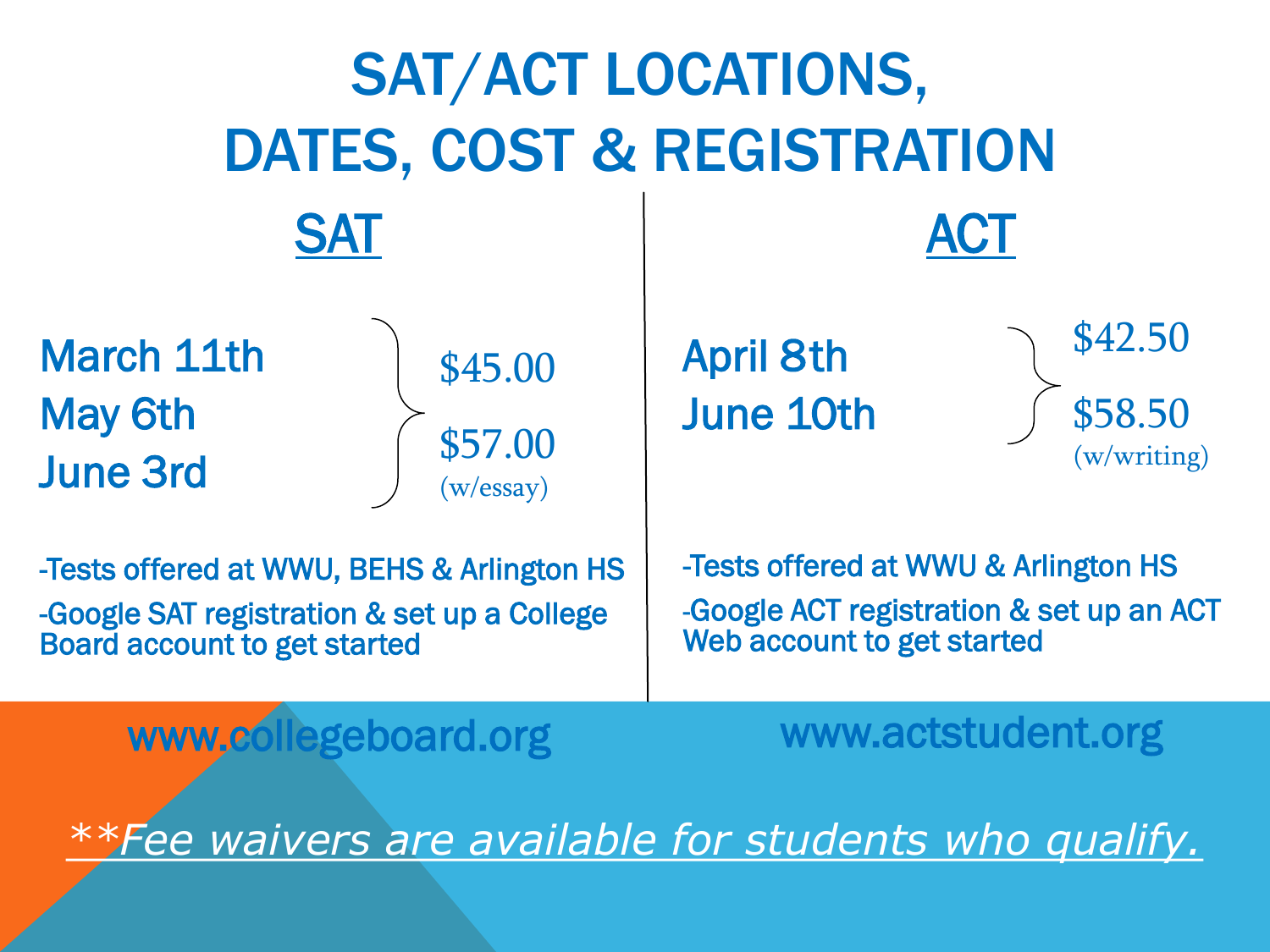# SAT/ACT LOCATIONS, DATES, COST & REGISTRATION

## SAT

March 11th
May 6th
June 3rd

$45.00

$57.00 (w/essay)

-Tests offered at WWU, BEHS & Arlington HS

-Google SAT registration & set up a College Board account to get started

www.collegeboard.org

## ACT

April 8th
June 10th

$42.50

$58.50 (w/writing)

-Tests offered at WWU & Arlington HS

-Google ACT registration & set up an ACT Web account to get started

www.actstudent.org

***\*\*Fee waivers are available for students who qualify.***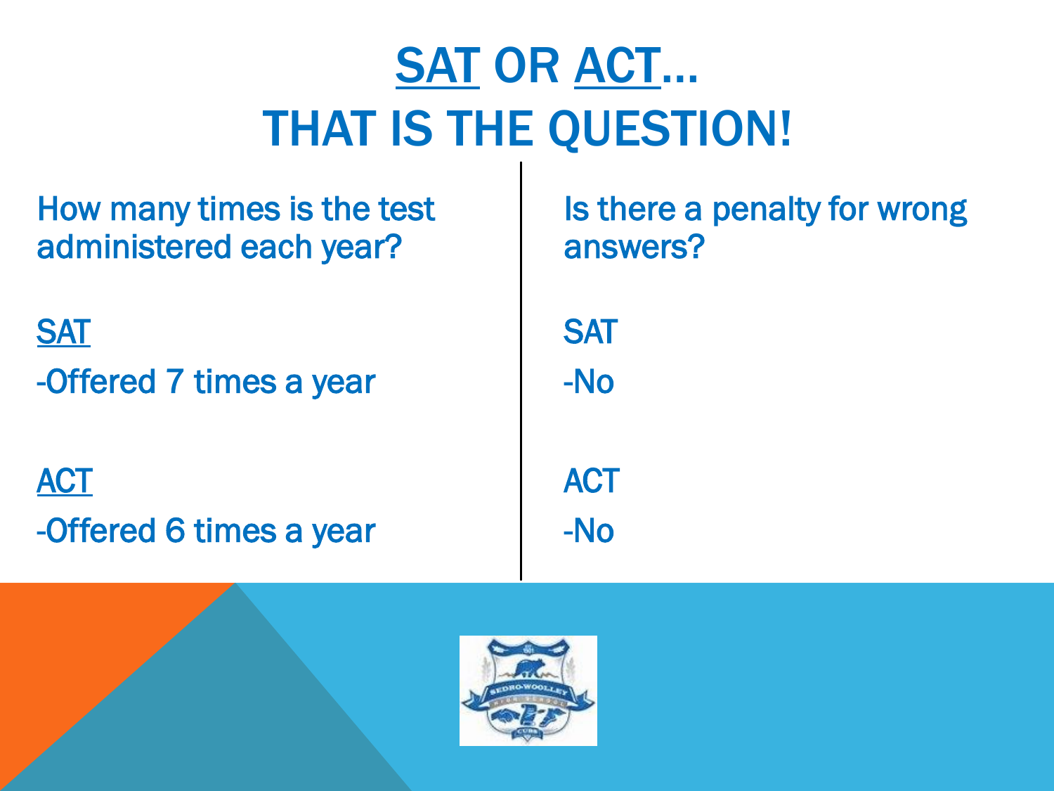# SAT OR ACT… THAT IS THE QUESTION!

How many times is the test administered each year?

SAT

-Offered 7 times a year

ACT

-Offered 6 times a year

Is there a penalty for wrong answers?

SAT

-No

ACT

-No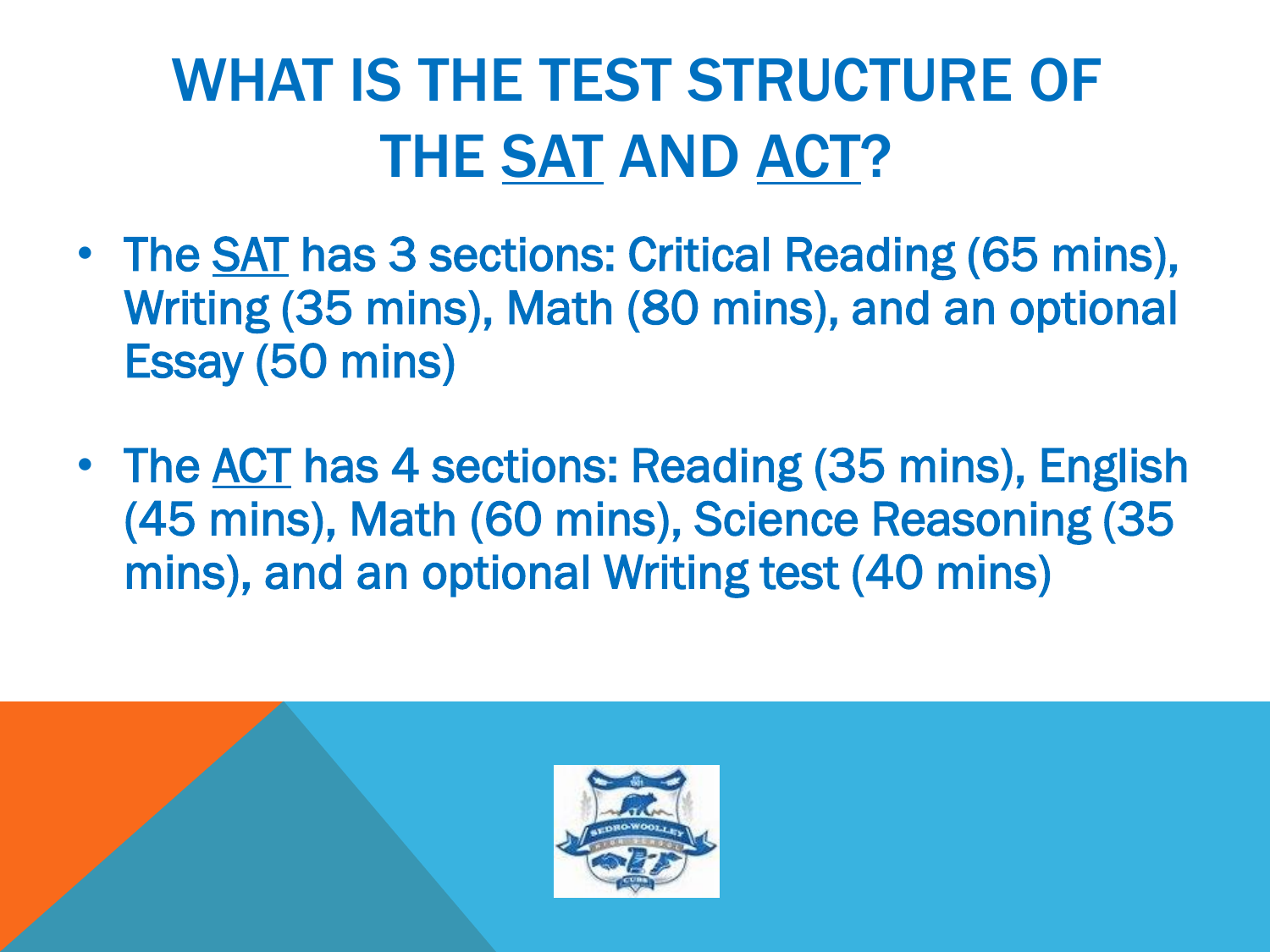# WHAT IS THE TEST STRUCTURE OF THE SAT AND ACT?

- The SAT has 3 sections: Critical Reading (65 mins), Writing (35 mins), Math (80 mins), and an optional Essay (50 mins)

- The ACT has 4 sections: Reading (35 mins), English (45 mins), Math (60 mins), Science Reasoning (35 mins), and an optional Writing test (40 mins)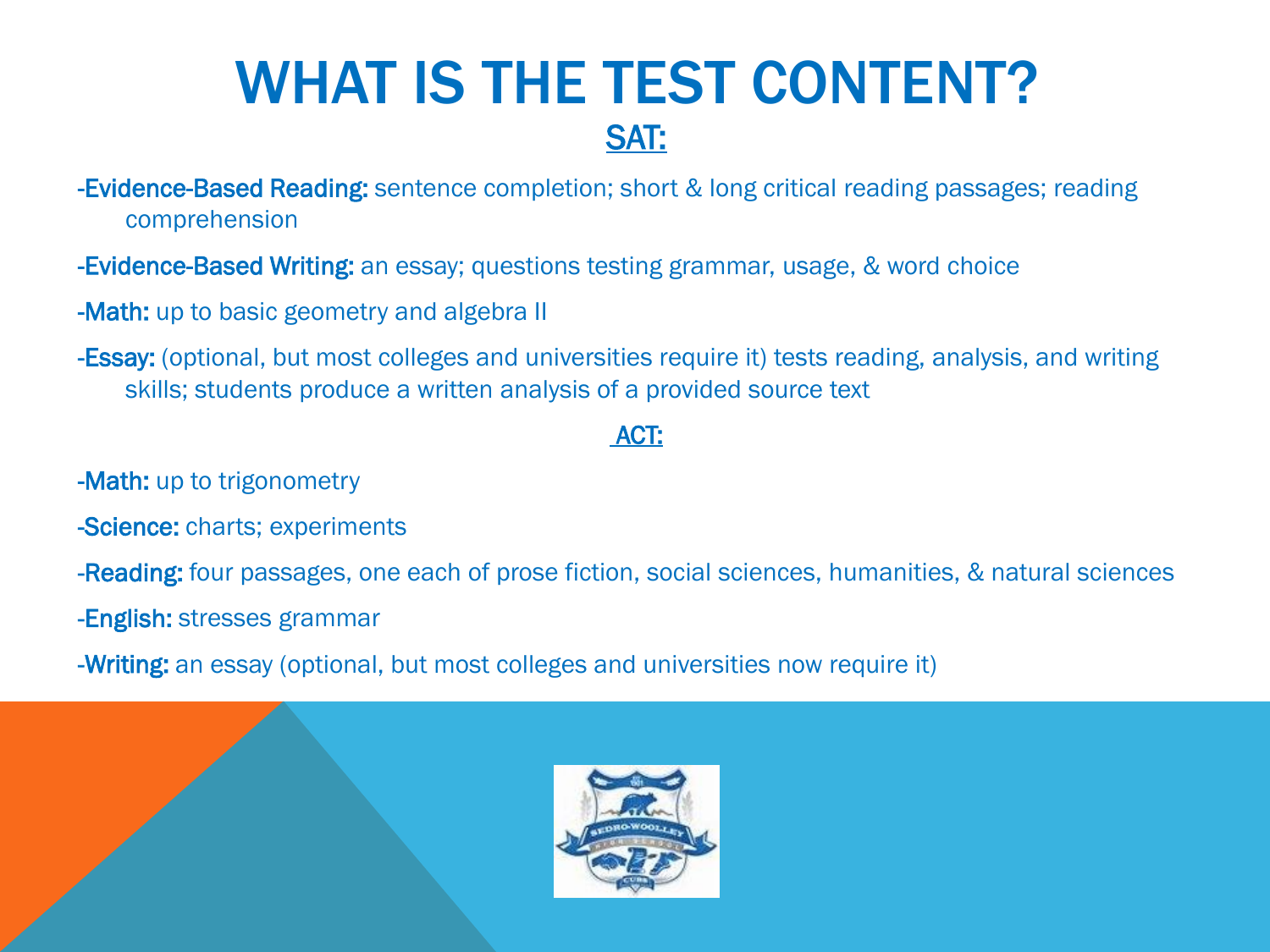# WHAT IS THE TEST CONTENT?

## SAT:

-**Evidence-Based Reading:** sentence completion; short & long critical reading passages; reading comprehension

-**Evidence-Based Writing:** an essay; questions testing grammar, usage, & word choice

-**Math:** up to basic geometry and algebra II

-**Essay:** (optional, but most colleges and universities require it) tests reading, analysis, and writing skills; students produce a written analysis of a provided source text

## ACT:

-**Math:** up to trigonometry

-**Science:** charts; experiments

-**Reading:** four passages, one each of prose fiction, social sciences, humanities, & natural sciences

-**English:** stresses grammar

-**Writing:** an essay (optional, but most colleges and universities now require it)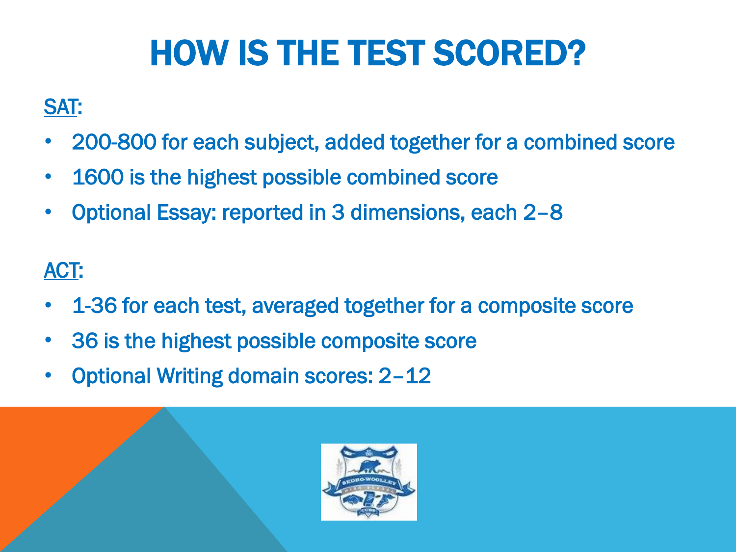# HOW IS THE TEST SCORED?

SAT:

- 200-800 for each subject, added together for a combined score
- 1600 is the highest possible combined score
- Optional Essay: reported in 3 dimensions, each 2–8

ACT:

- 1-36 for each test, averaged together for a composite score
- 36 is the highest possible composite score
- Optional Writing domain scores: 2–12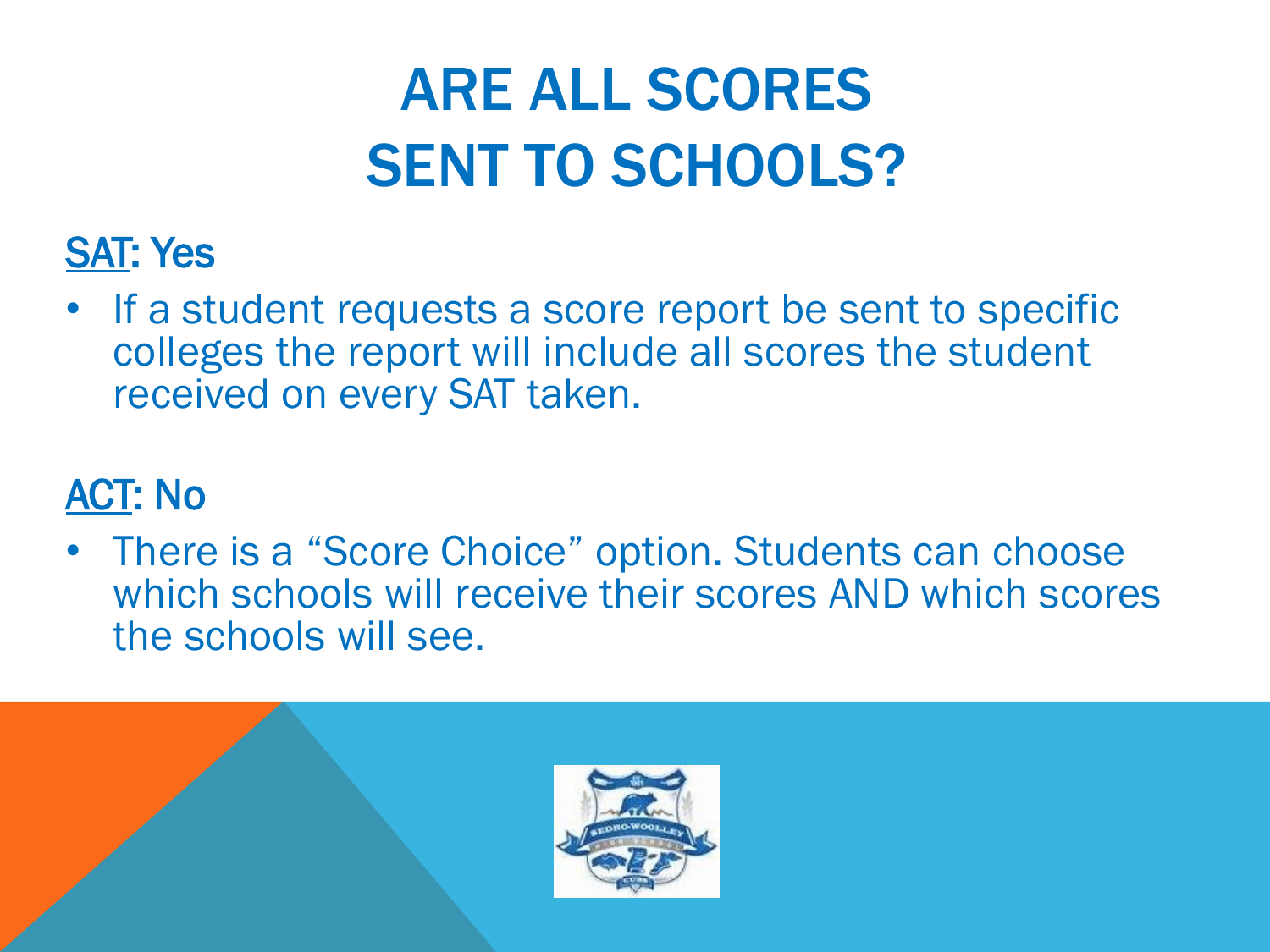# ARE ALL SCORES SENT TO SCHOOLS?

<u>SAT</u>: Yes

- If a student requests a score report be sent to specific colleges the report will include all scores the student received on every SAT taken.

<u>ACT</u>: No

- There is a "Score Choice" option. Students can choose which schools will receive their scores AND which scores the schools will see.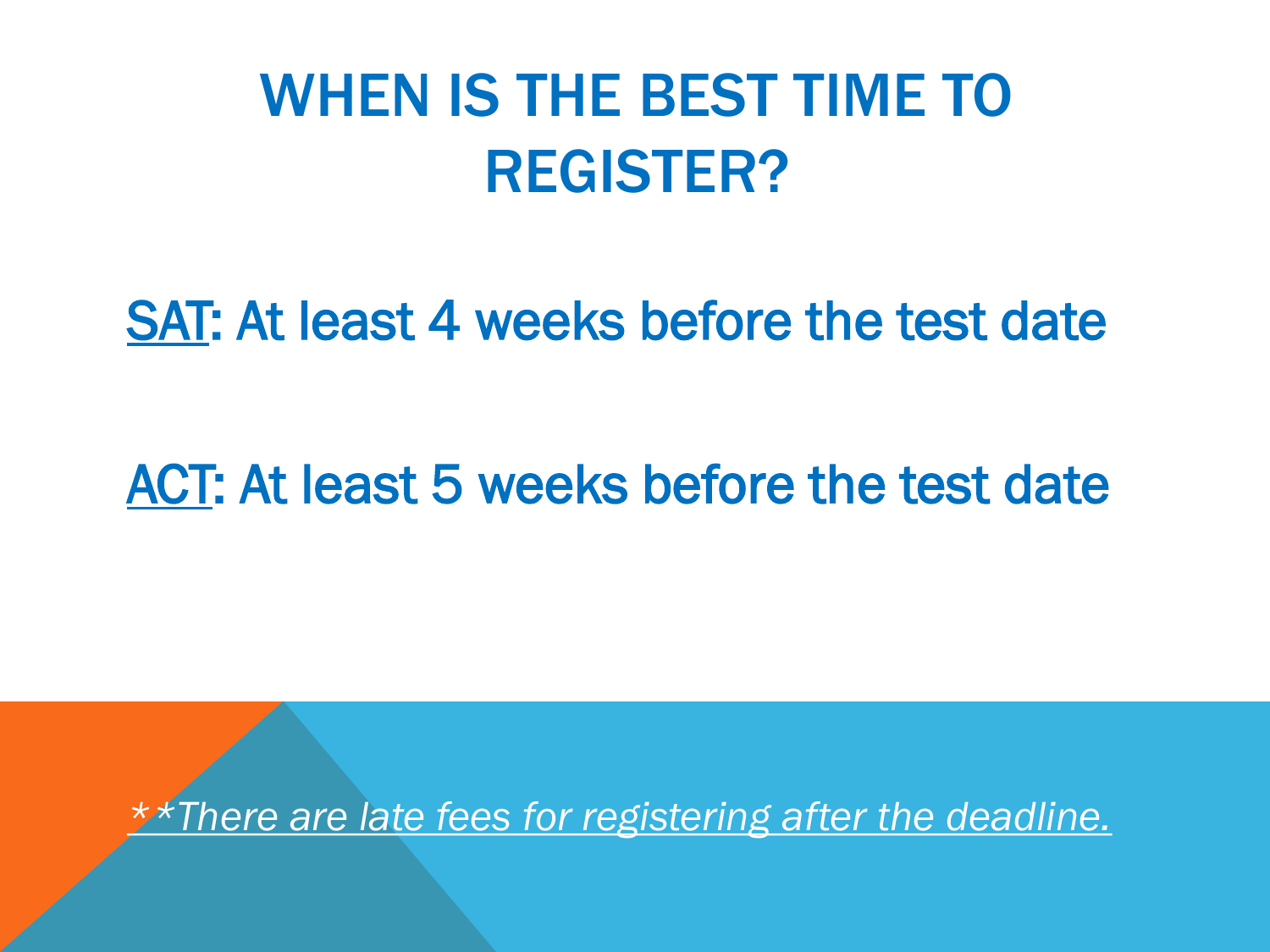# WHEN IS THE BEST TIME TO REGISTER?

SAT: At least 4 weeks before the test date

ACT: At least 5 weeks before the test date

*\*\*There are late fees for registering after the deadline.*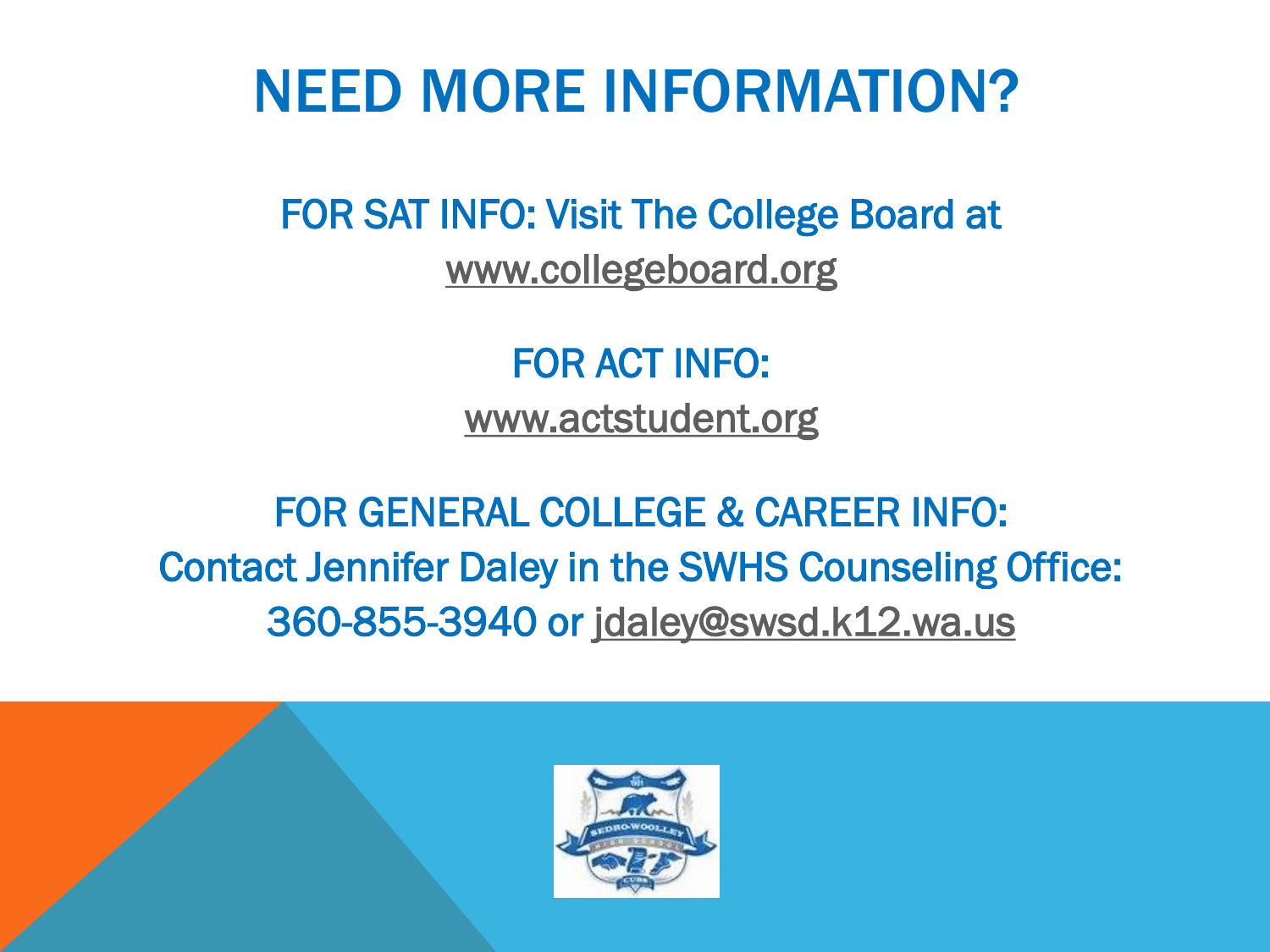# NEED MORE INFORMATION?

FOR SAT INFO: Visit The College Board at
www.collegeboard.org

FOR ACT INFO:
www.actstudent.org

FOR GENERAL COLLEGE & CAREER INFO:
Contact Jennifer Daley in the SWHS Counseling Office:
360-855-3940 or jdaley@swsd.k12.wa.us